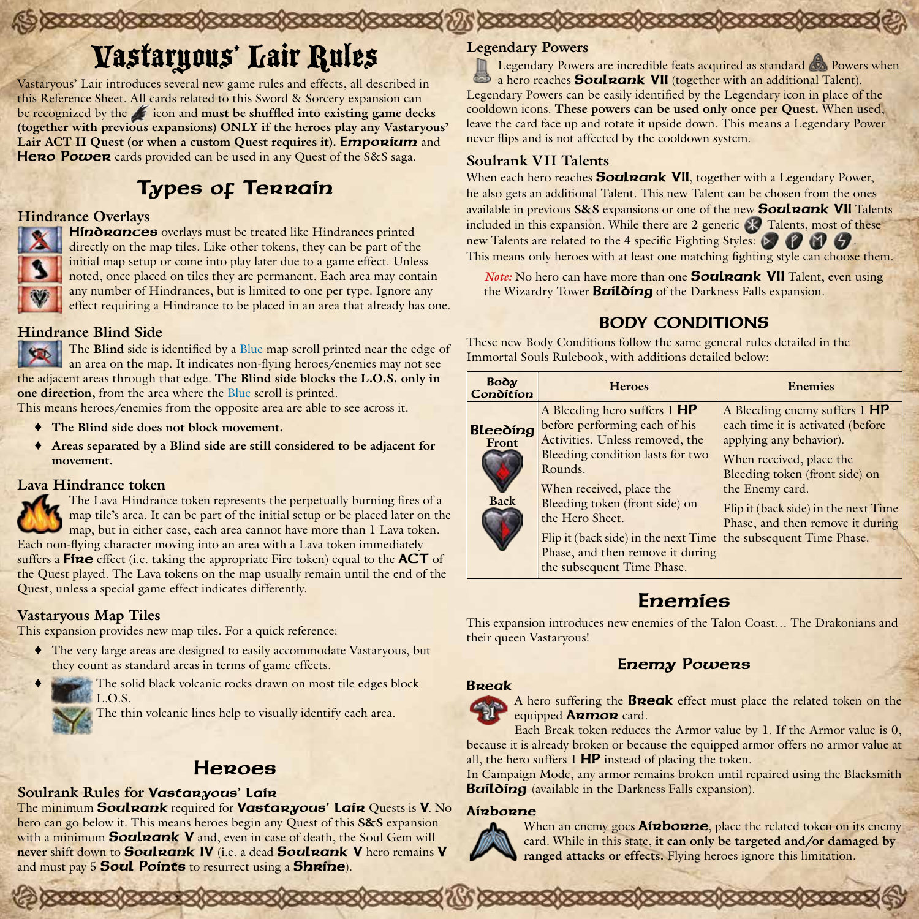# Vastaryous' Lair Rules

Vastaryous' Lair introduces several new game rules and effects, all described in this Reference Sheet. All cards related to this Sword & Sorcery expansion can be recognized by the icon and **must be shuffled into existing game decks (together with previous expansions) ONLY if the heroes play any Vastaryous' Lair ACT II Quest (or when a custom Quest requires it). Emporium** and **Hero Power** cards provided can be used in any Quest of the S&S saga.

## Types of Terrain

### Hindrance Overlays

**Hindrances** overlays must be treated like Hindrances printed directly on the map tiles. Like other tokens, they can be part of the initial map setup or come into play later due to a game effect. Unless noted, once placed on tiles they are permanent. Each area may contain any number of Hindrances, but is limited to one per type. Ignore any effect requiring a Hindrance to be placed in an area that already has one.

### Hindrance Blind Side

The **Blind** side is identified by a Blue map scroll printed near the edge of an area on the map. It indicates non-flying heroes/enemies may not see the adjacent areas through that edge. **The Blind side blocks the L.O.S. only in one direction,** from the area where the Blue scroll is printed.

This means heroes/enemies from the opposite area are able to see across it.

- **The Blind side does not block movement.**
- **Areas separated by a Blind side are still considered to be adjacent for movement.**

### Lava Hindrance token

The Lava Hindrance token represents the perpetually burning fires of a map tile's area. It can be part of the initial setup or be placed later on the map, but in either case, each area cannot have more than 1 Lava token. Each non-flying character moving into an area with a Lava token immediately suffers a **Fire** effect (i.e. taking the appropriate Fire token) equal to the **ACT** of the Quest played. The Lava tokens on the map usually remain until the end of the Quest, unless a special game effect indicates differently.

### Vastaryous Map Tiles

This expansion provides new map tiles. For a quick reference:

- The very large areas are designed to easily accommodate Vastaryous, but they count as standard areas in terms of game effects.
- The solid black volcanic rocks drawn on most tile edges block L.O.S.

  The thin volcanic lines help to visually identify each area.

## Heroes

### Soulrank Rules for Vastaryous' Lair

The minimum **Soulrank** required for **Vastaryous' Lair** Quests is **V**. No hero can go below it. This means heroes begin any Quest of this **S&S** expansion with a minimum **Soulrank V** and, even in case of death, the Soul Gem will **never** shift down to **Soulrank IV** (i.e. a dead **Soulrank V** hero remains **V** and must pay 5 **Soul Points** to resurrect using a **Shrine**).

### Legendary Powers

Legendary Powers are incredible feats acquired as standard Powers when a hero reaches **Soulrank VII** (together with an additional Talent). Legendary Powers can be easily identified by the Legendary icon in place of the cooldown icons. **These powers can be used only once per Quest.** When used, leave the card face up and rotate it upside down. This means a Legendary Power never flips and is not affected by the cooldown system.

### Soulrank VII Talents

When each hero reaches **Soulrank VII**, together with a Legendary Power, he also gets an additional Talent. This new Talent can be chosen from the ones available in previous **S&S** expansions or one of the new **Soulrank VII** Talents included in this expansion. While there are 2 generic Talents, most of these new Talents are related to the 4 specific Fighting Styles: . This means only heroes with at least one matching fighting style can choose them.

> *Note:* No hero can have more than one **Soulrank VII** Talent, even using the Wizardry Tower **Building** of the Darkness Falls expansion.

## BODY CONDITIONS

These new Body Conditions follow the same general rules detailed in the Immortal Souls Rulebook, with additions detailed below:

| Body Condition | Heroes | Enemies |
|---|---|---|
| **Bleeding** Front / Back | A Bleeding hero suffers 1 **HP** before performing each of his Activities. Unless removed, the Bleeding condition lasts for two Rounds. When received, place the Bleeding token (front side) on the Hero Sheet. Flip it (back side) in the next Time Phase, and then remove it during the subsequent Time Phase. | A Bleeding enemy suffers 1 **HP** each time it is activated (before applying any behavior). When received, place the Bleeding token (front side) on the Enemy card. Flip it (back side) in the next Time Phase, and then remove it during the subsequent Time Phase. |

## Enemies

This expansion introduces new enemies of the Talon Coast… The Drakonians and their queen Vastaryous!

### Enemy Powers

#### Break

A hero suffering the **Break** effect must place the related token on the equipped **Armor** card.

Each Break token reduces the Armor value by 1. If the Armor value is 0, because it is already broken or because the equipped armor offers no armor value at all, the hero suffers 1 **HP** instead of placing the token.

In Campaign Mode, any armor remains broken until repaired using the Blacksmith **Building** (available in the Darkness Falls expansion).

#### Airborne

When an enemy goes **Airborne**, place the related token on its enemy card. While in this state, **it can only be targeted and/or damaged by ranged attacks or effects.** Flying heroes ignore this limitation.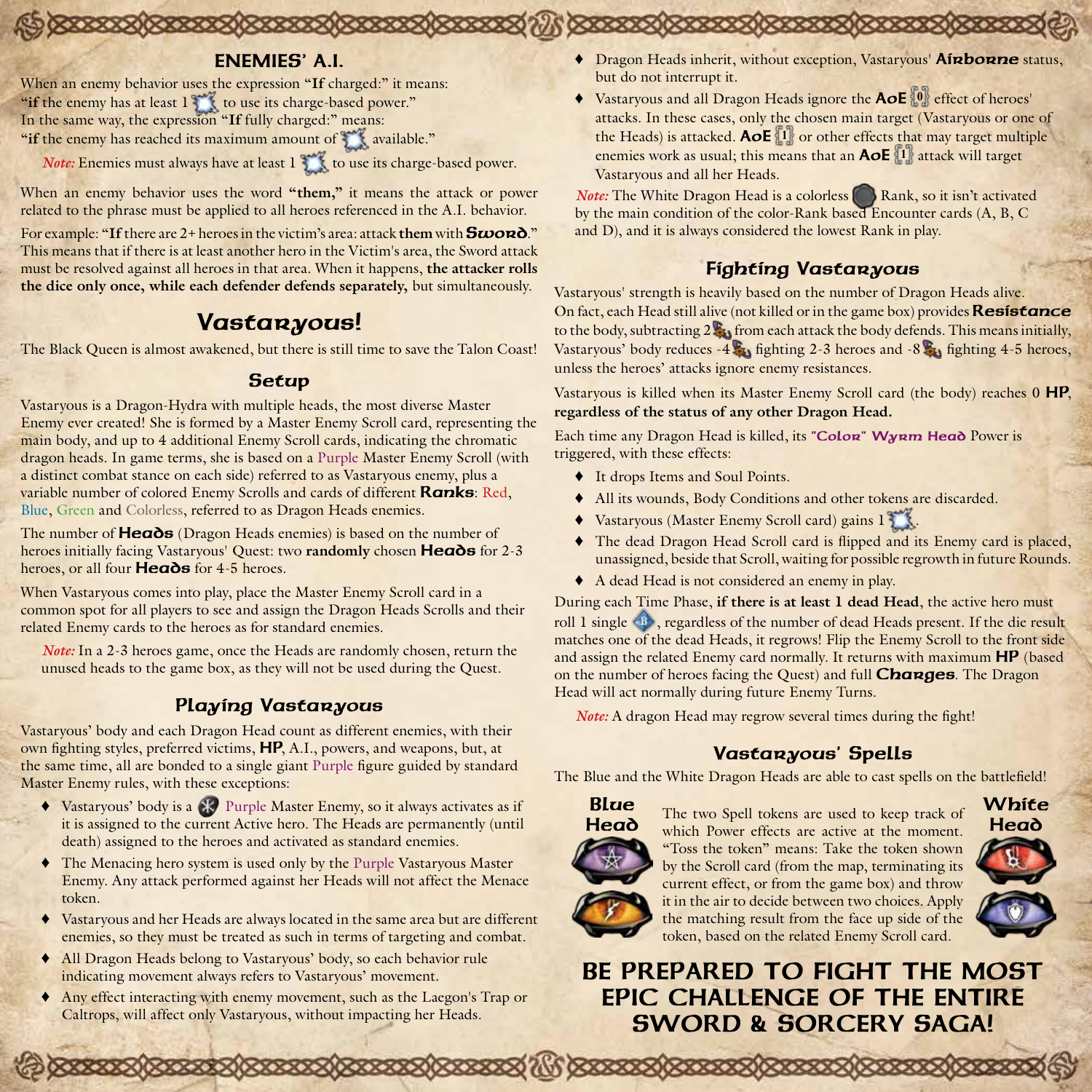## ENEMIES' A.I.

When an enemy behavior uses the expression **"If charged:"** it means: **"if** the enemy has at least 1 to use its charge-based power."
In the same way, the expression **"If fully charged:"** means:
**"if** the enemy has reached its maximum amount of available."

*Note:* Enemies must always have at least 1 to use its charge-based power.

When an enemy behavior uses the word **"them,"** it means the attack or power related to the phrase must be applied to all heroes referenced in the A.I. behavior.

For example: **"If** there are 2+ heroes in the victim's area: attack **them** with **Sword**." This means that if there is at least another hero in the Victim's area, the Sword attack must be resolved against all heroes in that area. When it happens, **the attacker rolls the dice only once, while each defender defends separately,** but simultaneously.

# Vastaryous!

The Black Queen is almost awakened, but there is still time to save the Talon Coast!

### Setup

Vastaryous is a Dragon-Hydra with multiple heads, the most diverse Master Enemy ever created! She is formed by a Master Enemy Scroll card, representing the main body, and up to 4 additional Enemy Scroll cards, indicating the chromatic dragon heads. In game terms, she is based on a Purple Master Enemy Scroll (with a distinct combat stance on each side) referred to as Vastaryous enemy, plus a variable number of colored Enemy Scrolls and cards of different **Ranks**: Red, Blue, Green and Colorless, referred to as Dragon Heads enemies.

The number of **Heads** (Dragon Heads enemies) is based on the number of heroes initially facing Vastaryous' Quest: two **randomly** chosen **Heads** for 2-3 heroes, or all four **Heads** for 4-5 heroes.

When Vastaryous comes into play, place the Master Enemy Scroll card in a common spot for all players to see and assign the Dragon Heads Scrolls and their related Enemy cards to the heroes as for standard enemies.

*Note:* In a 2-3 heroes game, once the Heads are randomly chosen, return the unused heads to the game box, as they will not be used during the Quest.

### Playing Vastaryous

Vastaryous' body and each Dragon Head count as different enemies, with their own fighting styles, preferred victims, **HP**, A.I., powers, and weapons, but, at the same time, all are bonded to a single giant Purple figure guided by standard Master Enemy rules, with these exceptions:

- Vastaryous' body is a Purple Master Enemy, so it always activates as if it is assigned to the current Active hero. The Heads are permanently (until death) assigned to the heroes and activated as standard enemies.
- The Menacing hero system is used only by the Purple Vastaryous Master Enemy. Any attack performed against her Heads will not affect the Menace token.
- Vastaryous and her Heads are always located in the same area but are different enemies, so they must be treated as such in terms of targeting and combat.
- All Dragon Heads belong to Vastaryous' body, so each behavior rule indicating movement always refers to Vastaryous' movement.
- Any effect interacting with enemy movement, such as the Laegon's Trap or Caltrops, will affect only Vastaryous, without impacting her Heads.
- Dragon Heads inherit, without exception, Vastaryous' **Airborne** status, but do not interrupt it.
- Vastaryous and all Dragon Heads ignore the **AoE** {0} effect of heroes' attacks. In these cases, only the chosen main target (Vastaryous or one of the Heads) is attacked. **AoE** {1} or other effects that may target multiple enemies work as usual; this means that an **AoE** {1} attack will target Vastaryous and all her Heads.

*Note:* The White Dragon Head is a colorless Rank, so it isn't activated by the main condition of the color-Rank based Encounter cards (A, B, C and D), and it is always considered the lowest Rank in play.

### Fighting Vastaryous

Vastaryous' strength is heavily based on the number of Dragon Heads alive. On fact, each Head still alive (not killed or in the game box) provides **Resistance** to the body, subtracting 2 from each attack the body defends. This means initially, Vastaryous' body reduces -4 fighting 2-3 heroes and -8 fighting 4-5 heroes, unless the heroes' attacks ignore enemy resistances.

Vastaryous is killed when its Master Enemy Scroll card (the body) reaches 0 **HP**, **regardless of the status of any other Dragon Head.**

Each time any Dragon Head is killed, its **"Color" Wyrm Head** Power is triggered, with these effects:

- It drops Items and Soul Points.
- All its wounds, Body Conditions and other tokens are discarded.
- Vastaryous (Master Enemy Scroll card) gains 1 .
- The dead Dragon Head Scroll card is flipped and its Enemy card is placed, unassigned, beside that Scroll, waiting for possible regrowth in future Rounds.
- A dead Head is not considered an enemy in play.

During each Time Phase, **if there is at least 1 dead Head**, the active hero must roll 1 single , regardless of the number of dead Heads present. If the die result matches one of the dead Heads, it regrows! Flip the Enemy Scroll to the front side and assign the related Enemy card normally. It returns with maximum **HP** (based on the number of heroes facing the Quest) and full **Charges**. The Dragon Head will act normally during future Enemy Turns.

*Note:* A dragon Head may regrow several times during the fight!

### Vastaryous' Spells

The Blue and the White Dragon Heads are able to cast spells on the battlefield!

**Blue Head**

**White Head**

The two Spell tokens are used to keep track of which Power effects are active at the moment. "Toss the token" means: Take the token shown by the Scroll card (from the map, terminating its current effect, or from the game box) and throw it in the air to decide between two choices. Apply the matching result from the face up side of the token, based on the related Enemy Scroll card.

## BE PREPARED TO FIGHT THE MOST EPIC CHALLENGE OF THE ENTIRE SWORD & SORCERY SAGA!